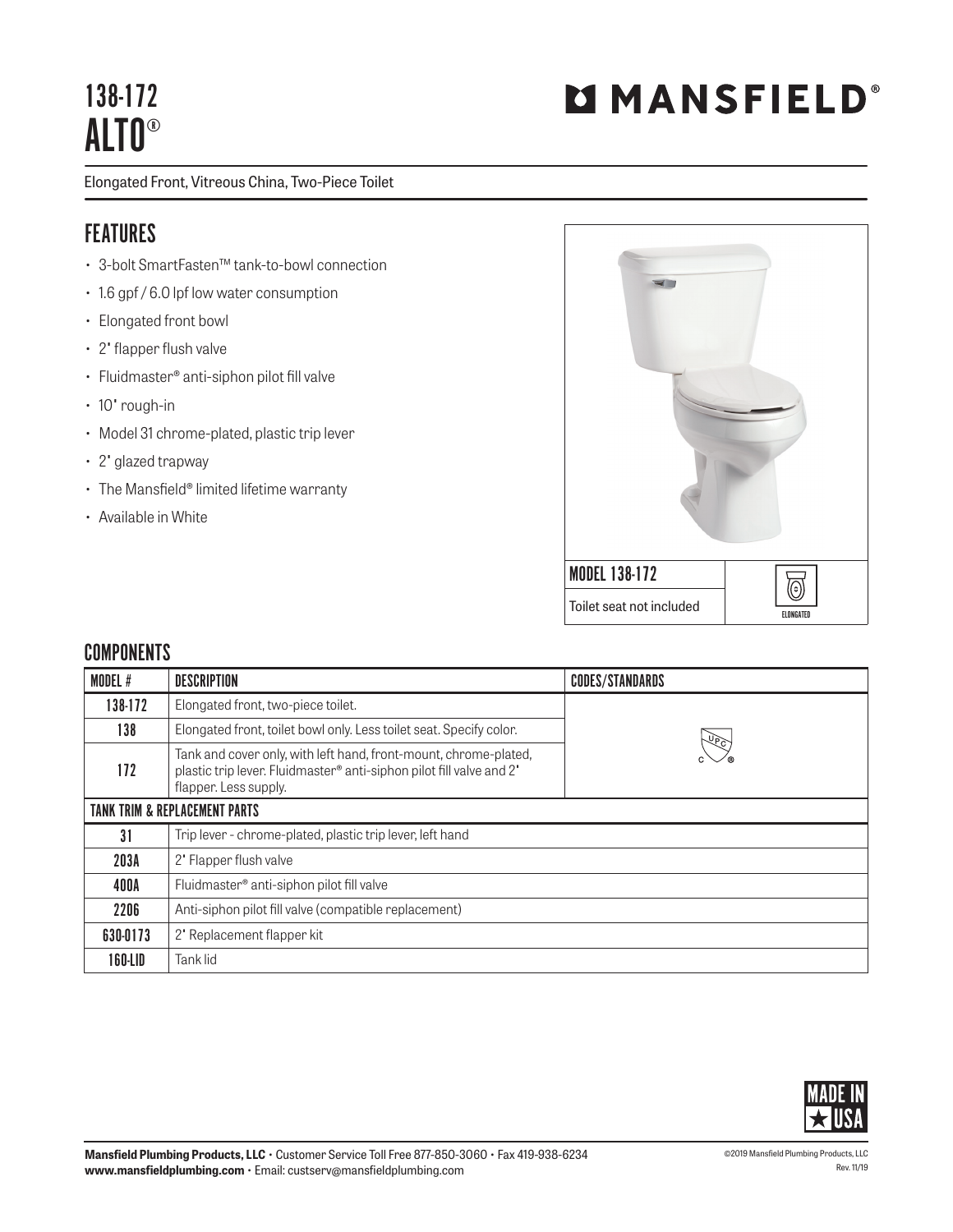# 138-172
# ALTO®

MANSFIELD®

Elongated Front, Vitreous China, Two-Piece Toilet

## FEATURES

- 3-bolt SmartFasten™ tank-to-bowl connection
- 1.6 gpf / 6.0 lpf low water consumption
- Elongated front bowl
- 2" flapper flush valve
- Fluidmaster® anti-siphon pilot fill valve
- 10" rough-in
- Model 31 chrome-plated, plastic trip lever
- 2" glazed trapway
- The Mansfield® limited lifetime warranty
- Available in White

MODEL 138-172

Toilet seat not included

ELONGATED

## COMPONENTS

| MODEL # | DESCRIPTION | CODES/STANDARDS |
|---|---|---|
| 138-172 | Elongated front, two-piece toilet. | cUPC® |
| 138 | Elongated front, toilet bowl only. Less toilet seat. Specify color. | |
| 172 | Tank and cover only, with left hand, front-mount, chrome-plated, plastic trip lever. Fluidmaster® anti-siphon pilot fill valve and 2" flapper. Less supply. | |
| **TANK TRIM & REPLACEMENT PARTS** | | |
| 31 | Trip lever - chrome-plated, plastic trip lever, left hand | |
| 203A | 2" Flapper flush valve | |
| 400A | Fluidmaster® anti-siphon pilot fill valve | |
| 2206 | Anti-siphon pilot fill valve (compatible replacement) | |
| 630-0173 | 2" Replacement flapper kit | |
| 160-LID | Tank lid | |

MADE IN ★ USA

**Mansfield Plumbing Products, LLC** • Customer Service Toll Free 877-850-3060 • Fax 419-938-6234
**www.mansfieldplumbing.com** • Email: custserv@mansfieldplumbing.com

©2019 Mansfield Plumbing Products, LLC
Rev. 11/19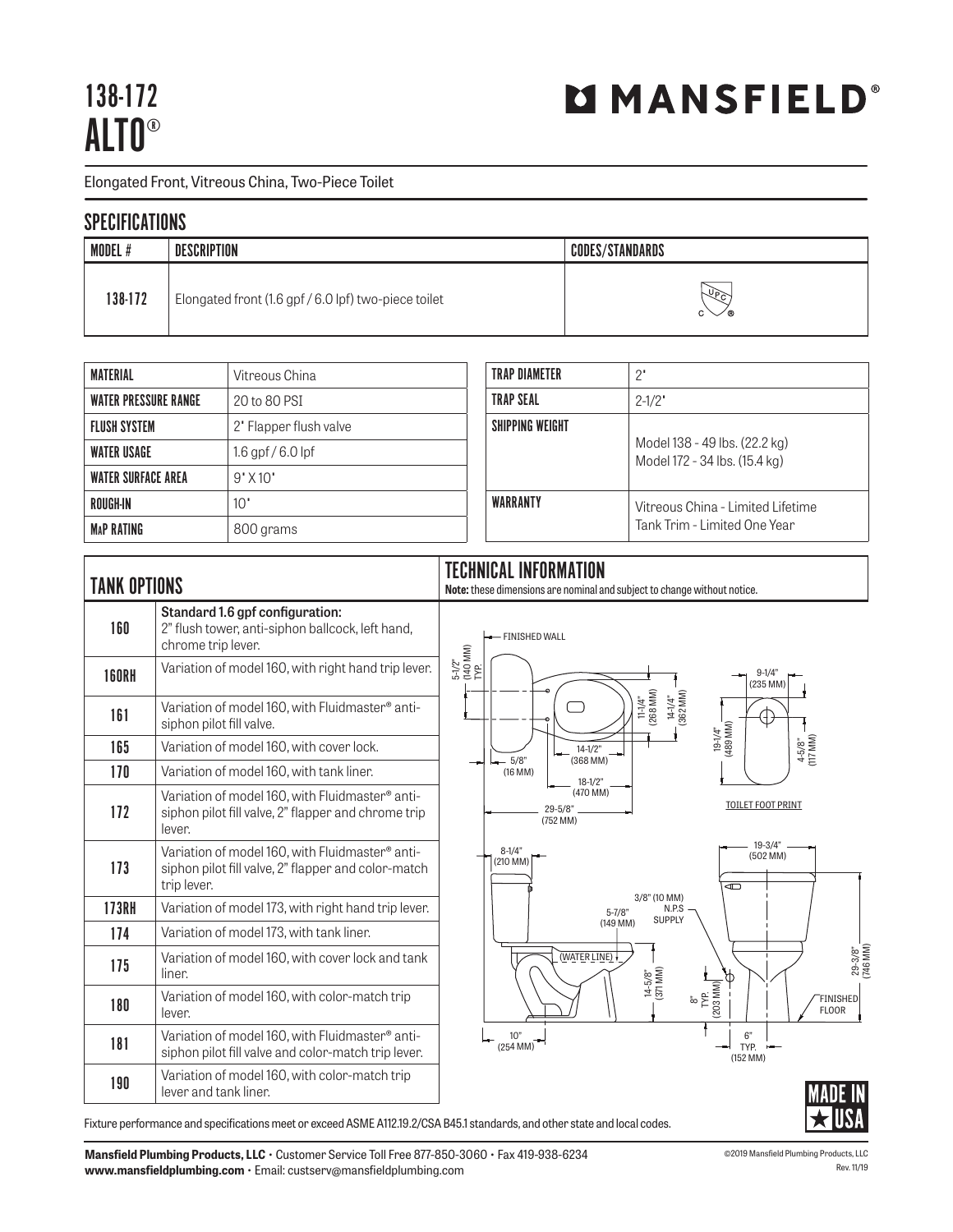# 138-172 ALTO®

# MANSFIELD®

Elongated Front, Vitreous China, Two-Piece Toilet

## SPECIFICATIONS

| MODEL # | DESCRIPTION | CODES/STANDARDS |
|---|---|---|
| 138-172 | Elongated front (1.6 gpf / 6.0 lpf) two-piece toilet | C UPC ® |

| | |
|---|---|
| MATERIAL | Vitreous China |
| WATER PRESSURE RANGE | 20 to 80 PSI |
| FLUSH SYSTEM | 2" Flapper flush valve |
| WATER USAGE | 1.6 gpf / 6.0 lpf |
| WATER SURFACE AREA | 9" X 10" |
| ROUGH-IN | 10" |
| MaP RATING | 800 grams |

| | |
|---|---|
| TRAP DIAMETER | 2" |
| TRAP SEAL | 2-1/2" |
| SHIPPING WEIGHT | Model 138 - 49 lbs. (22.2 kg)<br>Model 172 - 34 lbs. (15.4 kg) |
| WARRANTY | Vitreous China - Limited Lifetime<br>Tank Trim - Limited One Year |

## TANK OPTIONS

| | |
|---|---|
| 160 | **Standard 1.6 gpf configuration:** 2" flush tower, anti-siphon ballcock, left hand, chrome trip lever. |
| 160RH | Variation of model 160, with right hand trip lever. |
| 161 | Variation of model 160, with Fluidmaster® anti-siphon pilot fill valve. |
| 165 | Variation of model 160, with cover lock. |
| 170 | Variation of model 160, with tank liner. |
| 172 | Variation of model 160, with Fluidmaster® anti-siphon pilot fill valve, 2" flapper and chrome trip lever. |
| 173 | Variation of model 160, with Fluidmaster® anti-siphon pilot fill valve, 2" flapper and color-match trip lever. |
| 173RH | Variation of model 173, with right hand trip lever. |
| 174 | Variation of model 173, with tank liner. |
| 175 | Variation of model 160, with cover lock and tank liner. |
| 180 | Variation of model 160, with color-match trip lever. |
| 181 | Variation of model 160, with Fluidmaster® anti-siphon pilot fill valve and color-match trip lever. |
| 190 | Variation of model 160, with color-match trip lever and tank liner. |

## TECHNICAL INFORMATION

**Note:** these dimensions are nominal and subject to change without notice.

FINISHED WALL
5-1/2" (140 MM) TYP.
11-1/4" (268 MM)
14-1/4" (362 MM)
9-1/4" (235 MM)
19-1/4" (489 MM)
4-5/8" (117 MM)
5/8" (16 MM)
14-1/2" (368 MM)
18-1/2" (470 MM)
29-5/8" (752 MM)
TOILET FOOT PRINT
8-1/4" (210 MM)
19-3/4" (502 MM)
3/8" (10 MM) N.P.S SUPPLY
5-7/8" (149 MM)
(WATER LINE)
14-5/8" (371 MM)
8" TYP. (203 MM)
29-3/8" (746 MM)
FINISHED FLOOR
10" (254 MM)
6" TYP. (152 MM)

MADE IN USA

Fixture performance and specifications meet or exceed ASME A112.19.2/CSA B45.1 standards, and other state and local codes.

**Mansfield Plumbing Products, LLC** • Customer Service Toll Free 877-850-3060 • Fax 419-938-6234
**www.mansfieldplumbing.com** • Email: custserv@mansfieldplumbing.com

©2019 Mansfield Plumbing Products, LLC
Rev. 11/19